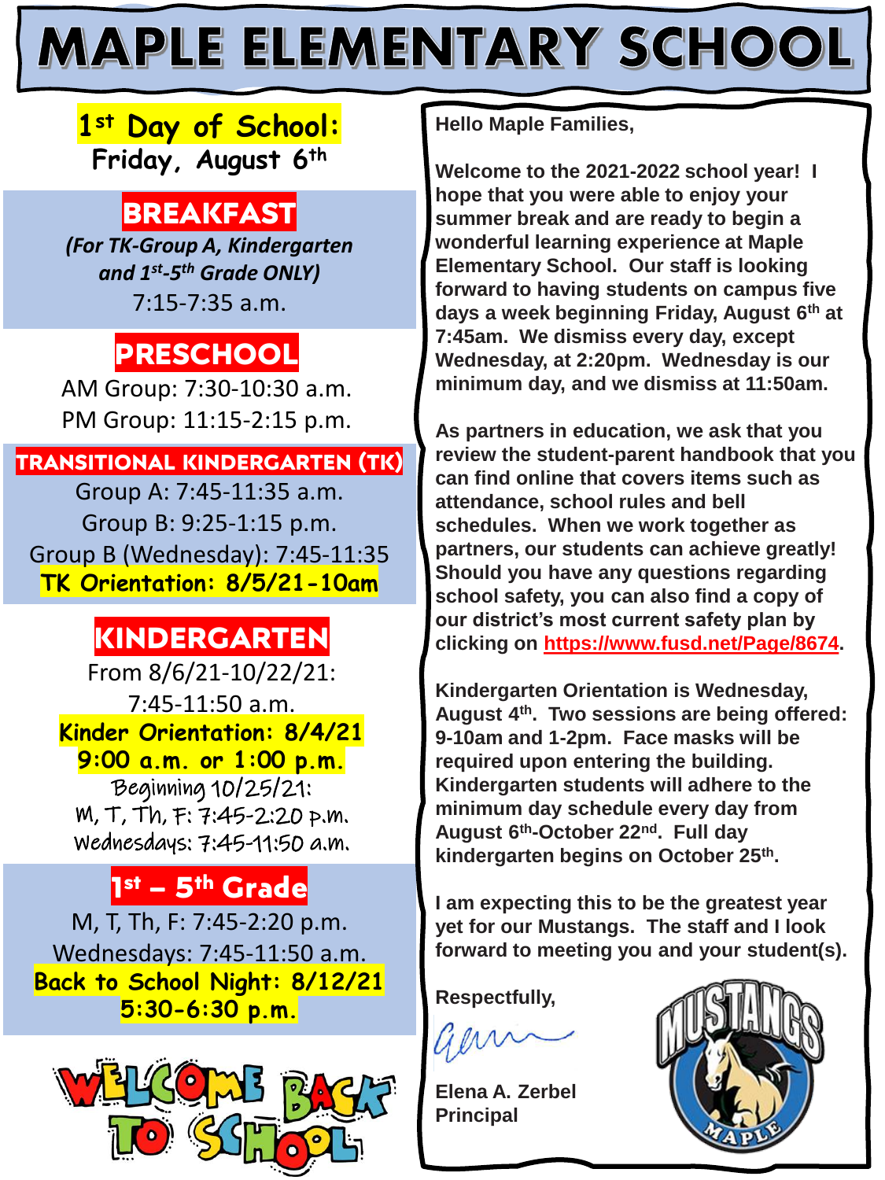# MAPLE ELEMENTARY SCHOOL

**1st Day of School:**
**Friday, August 6th**

## BREAKFAST

*(For TK-Group A, Kindergarten and 1st-5th Grade ONLY)*

7:15-7:35 a.m.

## PRESCHOOL

AM Group: 7:30-10:30 a.m.

PM Group: 11:15-2:15 p.m.

## TRANSITIONAL KINDERGARTEN (TK)

Group A: 7:45-11:35 a.m.

Group B: 9:25-1:15 p.m.

Group B (Wednesday): 7:45-11:35

**TK Orientation: 8/5/21-10am**

## KINDERGARTEN

From 8/6/21-10/22/21:

7:45-11:50 a.m.

**Kinder Orientation: 8/4/21**
**9:00 a.m. or 1:00 p.m.**

Beginning 10/25/21:

M, T, Th, F: 7:45-2:20 p.m.

Wednesdays: 7:45-11:50 a.m.

## 1st – 5th Grade

M, T, Th, F: 7:45-2:20 p.m.

Wednesdays: 7:45-11:50 a.m.

**Back to School Night: 8/12/21**
**5:30-6:30 p.m.**

WELCOME BACK TO SCHOOL

**Hello Maple Families,**

**Welcome to the 2021-2022 school year! I hope that you were able to enjoy your summer break and are ready to begin a wonderful learning experience at Maple Elementary School. Our staff is looking forward to having students on campus five days a week beginning Friday, August 6th at 7:45am. We dismiss every day, except Wednesday, at 2:20pm. Wednesday is our minimum day, and we dismiss at 11:50am.**

**As partners in education, we ask that you review the student-parent handbook that you can find online that covers items such as attendance, school rules and bell schedules. When we work together as partners, our students can achieve greatly! Should you have any questions regarding school safety, you can also find a copy of our district's most current safety plan by clicking on https://www.fusd.net/Page/8674.**

**Kindergarten Orientation is Wednesday, August 4th. Two sessions are being offered: 9-10am and 1-2pm. Face masks will be required upon entering the building. Kindergarten students will adhere to the minimum day schedule every day from August 6th-October 22nd. Full day kindergarten begins on October 25th.**

**I am expecting this to be the greatest year yet for our Mustangs. The staff and I look forward to meeting you and your student(s).**

**Respectfully,**

**Elena A. Zerbel**
**Principal**

MUSTANGS MAPLE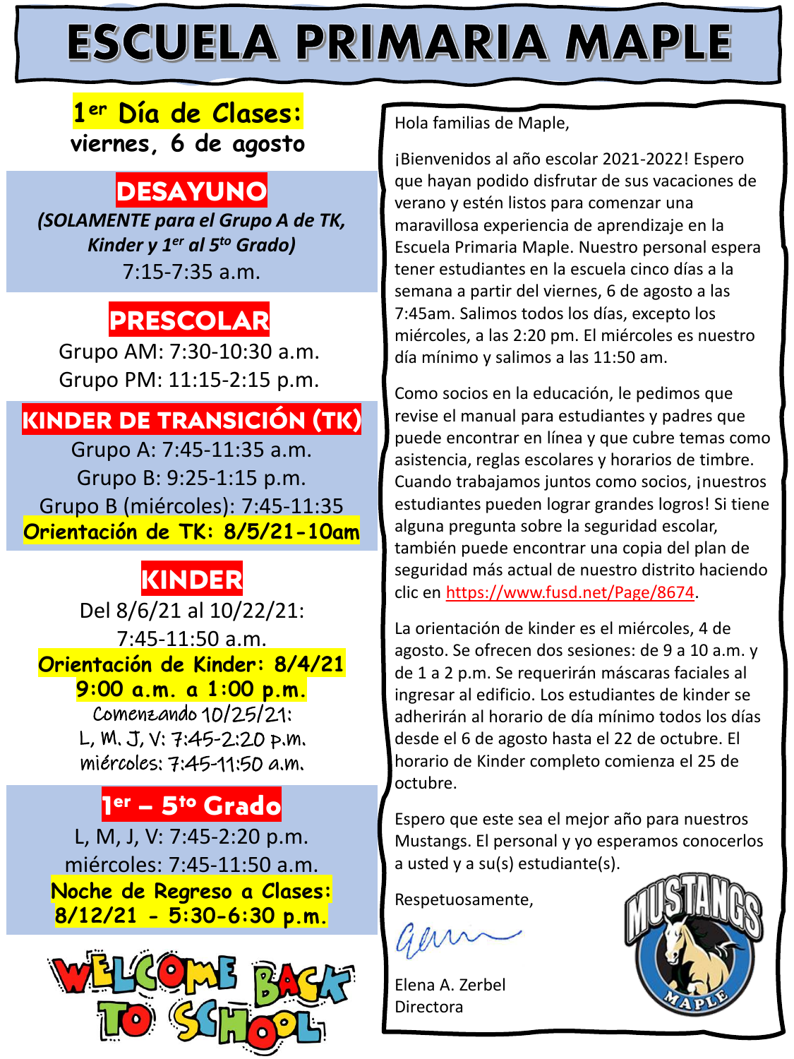# ESCUELA PRIMARIA MAPLE

**1er Día de Clases:**
**viernes, 6 de agosto**

## DESAYUNO

*(SOLAMENTE para el Grupo A de TK, Kinder y 1er al 5to Grado)*
7:15-7:35 a.m.

## PRESCOLAR

Grupo AM: 7:30-10:30 a.m.
Grupo PM: 11:15-2:15 p.m.

## KINDER DE TRANSICIÓN (TK)

Grupo A: 7:45-11:35 a.m.
Grupo B: 9:25-1:15 p.m.
Grupo B (miércoles): 7:45-11:35
**Orientación de TK: 8/5/21-10am**

## KINDER

Del 8/6/21 al 10/22/21:
7:45-11:50 a.m.
**Orientación de Kinder: 8/4/21 9:00 a.m. a 1:00 p.m.**
Comenzando 10/25/21:
L, M, J, V: 7:45-2:20 p.m.
miércoles: 7:45-11:50 a.m.

## 1er – 5to Grado

L, M, J, V: 7:45-2:20 p.m.
miércoles: 7:45-11:50 a.m.
**Noche de Regreso a Clases: 8/12/21 - 5:30-6:30 p.m.**

WELCOME BACK TO SCHOOL

Hola familias de Maple,

¡Bienvenidos al año escolar 2021-2022! Espero que hayan podido disfrutar de sus vacaciones de verano y estén listos para comenzar una maravillosa experiencia de aprendizaje en la Escuela Primaria Maple. Nuestro personal espera tener estudiantes en la escuela cinco días a la semana a partir del viernes, 6 de agosto a las 7:45am. Salimos todos los días, excepto los miércoles, a las 2:20 pm. El miércoles es nuestro día mínimo y salimos a las 11:50 am.

Como socios en la educación, le pedimos que revise el manual para estudiantes y padres que puede encontrar en línea y que cubre temas como asistencia, reglas escolares y horarios de timbre. Cuando trabajamos juntos como socios, ¡nuestros estudiantes pueden lograr grandes logros! Si tiene alguna pregunta sobre la seguridad escolar, también puede encontrar una copia del plan de seguridad más actual de nuestro distrito haciendo clic en https://www.fusd.net/Page/8674.

La orientación de kinder es el miércoles, 4 de agosto. Se ofrecen dos sesiones: de 9 a 10 a.m. y de 1 a 2 p.m. Se requerirán máscaras faciales al ingresar al edificio. Los estudiantes de kinder se adherirán al horario de día mínimo todos los días desde el 6 de agosto hasta el 22 de octubre. El horario de Kinder completo comienza el 25 de octubre.

Espero que este sea el mejor año para nuestros Mustangs. El personal y yo esperamos conocerlos a usted y a su(s) estudiante(s).

Respetuosamente,

Elena A. Zerbel
Directora

MUSTANGS MAPLE